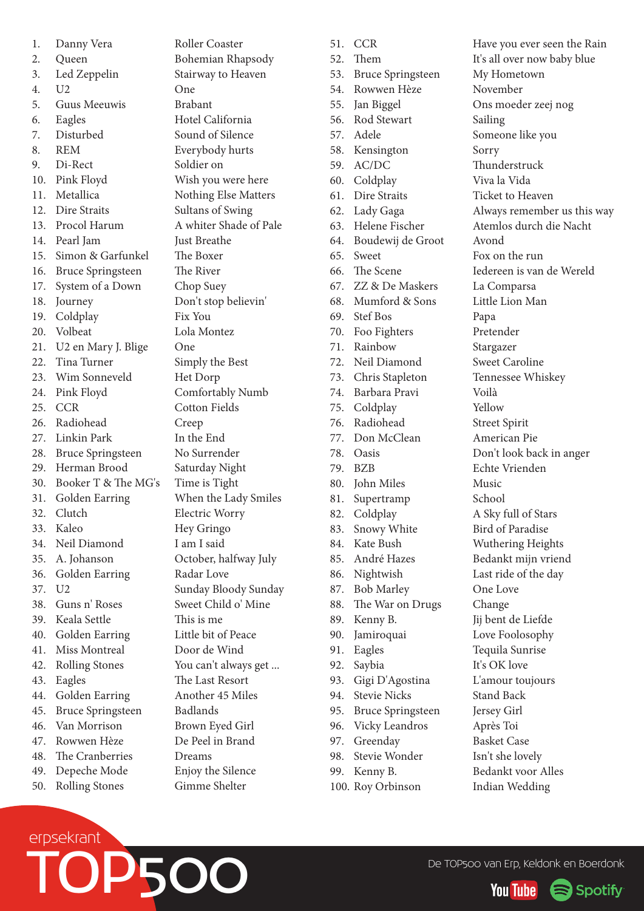| # | Artist | Title |
|---|---|---|
| 1. | Danny Vera | Roller Coaster |
| 2. | Queen | Bohemian Rhapsody |
| 3. | Led Zeppelin | Stairway to Heaven |
| 4. | U2 | One |
| 5. | Guus Meeuwis | Brabant |
| 6. | Eagles | Hotel California |
| 7. | Disturbed | Sound of Silence |
| 8. | REM | Everybody hurts |
| 9. | Di-Rect | Soldier on |
| 10. | Pink Floyd | Wish you were here |
| 11. | Metallica | Nothing Else Matters |
| 12. | Dire Straits | Sultans of Swing |
| 13. | Procol Harum | A whiter Shade of Pale |
| 14. | Pearl Jam | Just Breathe |
| 15. | Simon & Garfunkel | The Boxer |
| 16. | Bruce Springsteen | The River |
| 17. | System of a Down | Chop Suey |
| 18. | Journey | Don't stop believin' |
| 19. | Coldplay | Fix You |
| 20. | Volbeat | Lola Montez |
| 21. | U2 en Mary J. Blige | One |
| 22. | Tina Turner | Simply the Best |
| 23. | Wim Sonneveld | Het Dorp |
| 24. | Pink Floyd | Comfortably Numb |
| 25. | CCR | Cotton Fields |
| 26. | Radiohead | Creep |
| 27. | Linkin Park | In the End |
| 28. | Bruce Springsteen | No Surrender |
| 29. | Herman Brood | Saturday Night |
| 30. | Booker T & The MG's | Time is Tight |
| 31. | Golden Earring | When the Lady Smiles |
| 32. | Clutch | Electric Worry |
| 33. | Kaleo | Hey Gringo |
| 34. | Neil Diamond | I am I said |
| 35. | A. Johanson | October, halfway July |
| 36. | Golden Earring | Radar Love |
| 37. | U2 | Sunday Bloody Sunday |
| 38. | Guns n' Roses | Sweet Child o' Mine |
| 39. | Keala Settle | This is me |
| 40. | Golden Earring | Little bit of Peace |
| 41. | Miss Montreal | Door de Wind |
| 42. | Rolling Stones | You can't always get ... |
| 43. | Eagles | The Last Resort |
| 44. | Golden Earring | Another 45 Miles |
| 45. | Bruce Springsteen | Badlands |
| 46. | Van Morrison | Brown Eyed Girl |
| 47. | Rowwen Hèze | De Peel in Brand |
| 48. | The Cranberries | Dreams |
| 49. | Depeche Mode | Enjoy the Silence |
| 50. | Rolling Stones | Gimme Shelter |
| 51. | CCR | Have you ever seen the Rain |
| 52. | Them | It's all over now baby blue |
| 53. | Bruce Springsteen | My Hometown |
| 54. | Rowwen Hèze | November |
| 55. | Jan Biggel | Ons moeder zeej nog |
| 56. | Rod Stewart | Sailing |
| 57. | Adele | Someone like you |
| 58. | Kensington | Sorry |
| 59. | AC/DC | Thunderstruck |
| 60. | Coldplay | Viva la Vida |
| 61. | Dire Straits | Ticket to Heaven |
| 62. | Lady Gaga | Always remember us this way |
| 63. | Helene Fischer | Atemlos durch die Nacht |
| 64. | Boudewij de Groot | Avond |
| 65. | Sweet | Fox on the run |
| 66. | The Scene | Iedereen is van de Wereld |
| 67. | ZZ & De Maskers | La Comparsa |
| 68. | Mumford & Sons | Little Lion Man |
| 69. | Stef Bos | Papa |
| 70. | Foo Fighters | Pretender |
| 71. | Rainbow | Stargazer |
| 72. | Neil Diamond | Sweet Caroline |
| 73. | Chris Stapleton | Tennessee Whiskey |
| 74. | Barbara Pravi | Voilà |
| 75. | Coldplay | Yellow |
| 76. | Radiohead | Street Spirit |
| 77. | Don McClean | American Pie |
| 78. | Oasis | Don't look back in anger |
| 79. | BZB | Echte Vrienden |
| 80. | John Miles | Music |
| 81. | Supertramp | School |
| 82. | Coldplay | A Sky full of Stars |
| 83. | Snowy White | Bird of Paradise |
| 84. | Kate Bush | Wuthering Heights |
| 85. | André Hazes | Bedankt mijn vriend |
| 86. | Nightwish | Last ride of the day |
| 87. | Bob Marley | One Love |
| 88. | The War on Drugs | Change |
| 89. | Kenny B. | Jij bent de Liefde |
| 90. | Jamiroquai | Love Foolosophy |
| 91. | Eagles | Tequila Sunrise |
| 92. | Saybia | It's OK love |
| 93. | Gigi D'Agostina | L'amour toujours |
| 94. | Stevie Nicks | Stand Back |
| 95. | Bruce Springsteen | Jersey Girl |
| 96. | Vicky Leandros | Après Toi |
| 97. | Greenday | Basket Case |
| 98. | Stevie Wonder | Isn't she lovely |
| 99. | Kenny B. | Bedankt voor Alles |
| 100. | Roy Orbinson | Indian Wedding |

erpsekrant TOP500

De TOP500 van Erp, Keldonk en Boerdonk

YouTube Spotify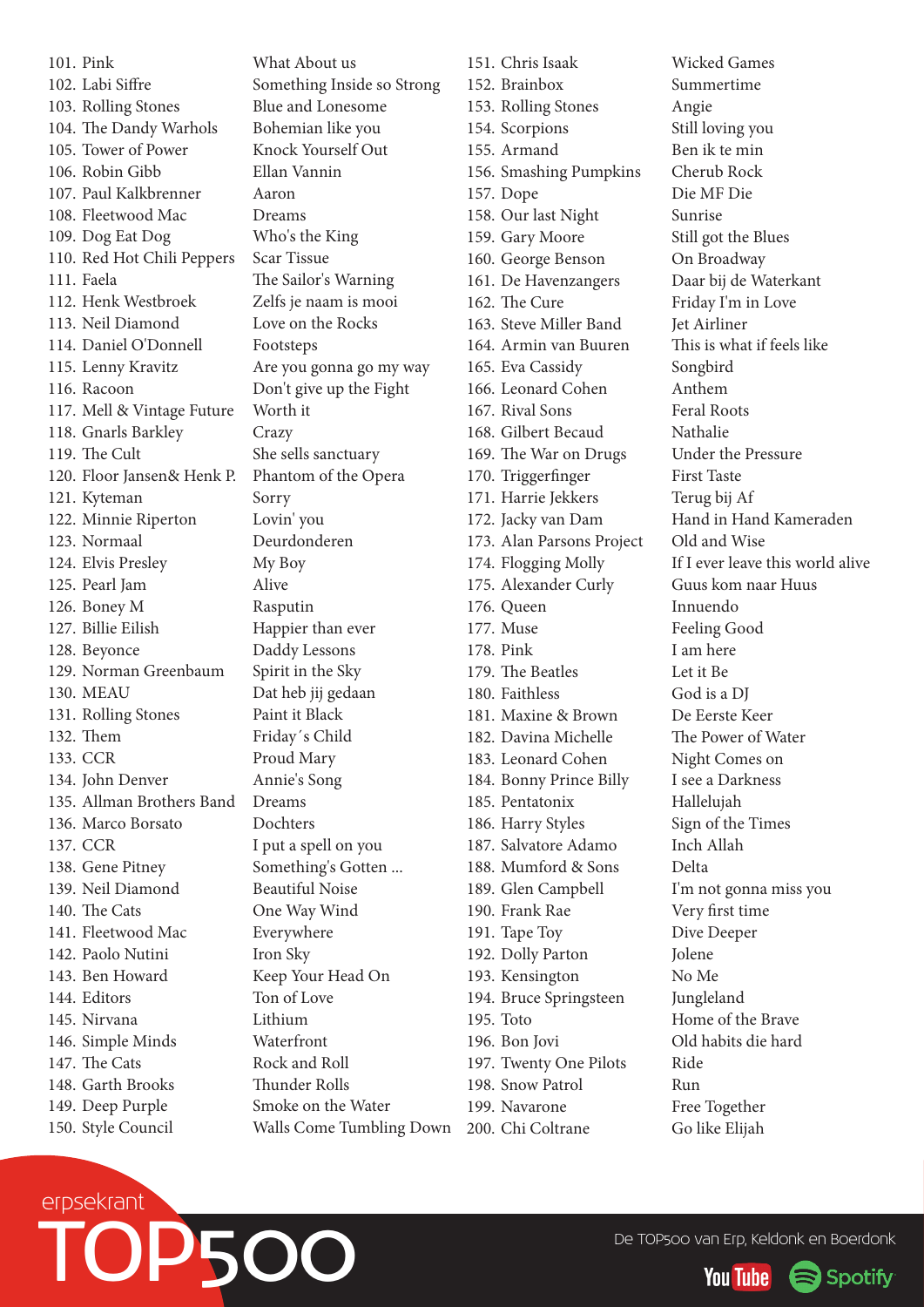| # | Artist | Title |
|---|---|---|
| 101. | Pink | What About us |
| 102. | Labi Siffre | Something Inside so Strong |
| 103. | Rolling Stones | Blue and Lonesome |
| 104. | The Dandy Warhols | Bohemian like you |
| 105. | Tower of Power | Knock Yourself Out |
| 106. | Robin Gibb | Ellan Vannin |
| 107. | Paul Kalkbrenner | Aaron |
| 108. | Fleetwood Mac | Dreams |
| 109. | Dog Eat Dog | Who's the King |
| 110. | Red Hot Chili Peppers | Scar Tissue |
| 111. | Faela | The Sailor's Warning |
| 112. | Henk Westbroek | Zelfs je naam is mooi |
| 113. | Neil Diamond | Love on the Rocks |
| 114. | Daniel O'Donnell | Footsteps |
| 115. | Lenny Kravitz | Are you gonna go my way |
| 116. | Racoon | Don't give up the Fight |
| 117. | Mell & Vintage Future | Worth it |
| 118. | Gnarls Barkley | Crazy |
| 119. | The Cult | She sells sanctuary |
| 120. | Floor Jansen& Henk P. | Phantom of the Opera |
| 121. | Kyteman | Sorry |
| 122. | Minnie Riperton | Lovin' you |
| 123. | Normaal | Deurdonderen |
| 124. | Elvis Presley | My Boy |
| 125. | Pearl Jam | Alive |
| 126. | Boney M | Rasputin |
| 127. | Billie Eilish | Happier than ever |
| 128. | Beyonce | Daddy Lessons |
| 129. | Norman Greenbaum | Spirit in the Sky |
| 130. | MEAU | Dat heb jij gedaan |
| 131. | Rolling Stones | Paint it Black |
| 132. | Them | Friday´s Child |
| 133. | CCR | Proud Mary |
| 134. | John Denver | Annie's Song |
| 135. | Allman Brothers Band | Dreams |
| 136. | Marco Borsato | Dochters |
| 137. | CCR | I put a spell on you |
| 138. | Gene Pitney | Something's Gotten ... |
| 139. | Neil Diamond | Beautiful Noise |
| 140. | The Cats | One Way Wind |
| 141. | Fleetwood Mac | Everywhere |
| 142. | Paolo Nutini | Iron Sky |
| 143. | Ben Howard | Keep Your Head On |
| 144. | Editors | Ton of Love |
| 145. | Nirvana | Lithium |
| 146. | Simple Minds | Waterfront |
| 147. | The Cats | Rock and Roll |
| 148. | Garth Brooks | Thunder Rolls |
| 149. | Deep Purple | Smoke on the Water |
| 150. | Style Council | Walls Come Tumbling Down |
| 151. | Chris Isaak | Wicked Games |
| 152. | Brainbox | Summertime |
| 153. | Rolling Stones | Angie |
| 154. | Scorpions | Still loving you |
| 155. | Armand | Ben ik te min |
| 156. | Smashing Pumpkins | Cherub Rock |
| 157. | Dope | Die MF Die |
| 158. | Our last Night | Sunrise |
| 159. | Gary Moore | Still got the Blues |
| 160. | George Benson | On Broadway |
| 161. | De Havenzangers | Daar bij de Waterkant |
| 162. | The Cure | Friday I'm in Love |
| 163. | Steve Miller Band | Jet Airliner |
| 164. | Armin van Buuren | This is what if feels like |
| 165. | Eva Cassidy | Songbird |
| 166. | Leonard Cohen | Anthem |
| 167. | Rival Sons | Feral Roots |
| 168. | Gilbert Becaud | Nathalie |
| 169. | The War on Drugs | Under the Pressure |
| 170. | Triggerfinger | First Taste |
| 171. | Harrie Jekkers | Terug bij Af |
| 172. | Jacky van Dam | Hand in Hand Kameraden |
| 173. | Alan Parsons Project | Old and Wise |
| 174. | Flogging Molly | If I ever leave this world alive |
| 175. | Alexander Curly | Guus kom naar Huus |
| 176. | Queen | Innuendo |
| 177. | Muse | Feeling Good |
| 178. | Pink | I am here |
| 179. | The Beatles | Let it Be |
| 180. | Faithless | God is a DJ |
| 181. | Maxine & Brown | De Eerste Keer |
| 182. | Davina Michelle | The Power of Water |
| 183. | Leonard Cohen | Night Comes on |
| 184. | Bonny Prince Billy | I see a Darkness |
| 185. | Pentatonix | Hallelujah |
| 186. | Harry Styles | Sign of the Times |
| 187. | Salvatore Adamo | Inch Allah |
| 188. | Mumford & Sons | Delta |
| 189. | Glen Campbell | I'm not gonna miss you |
| 190. | Frank Rae | Very first time |
| 191. | Tape Toy | Dive Deeper |
| 192. | Dolly Parton | Jolene |
| 193. | Kensington | No Me |
| 194. | Bruce Springsteen | Jungleland |
| 195. | Toto | Home of the Brave |
| 196. | Bon Jovi | Old habits die hard |
| 197. | Twenty One Pilots | Ride |
| 198. | Snow Patrol | Run |
| 199. | Navarone | Free Together |
| 200. | Chi Coltrane | Go like Elijah |

erpsekrant TOP500

De TOP500 van Erp, Keldonk en Boerdonk

YouTube Spotify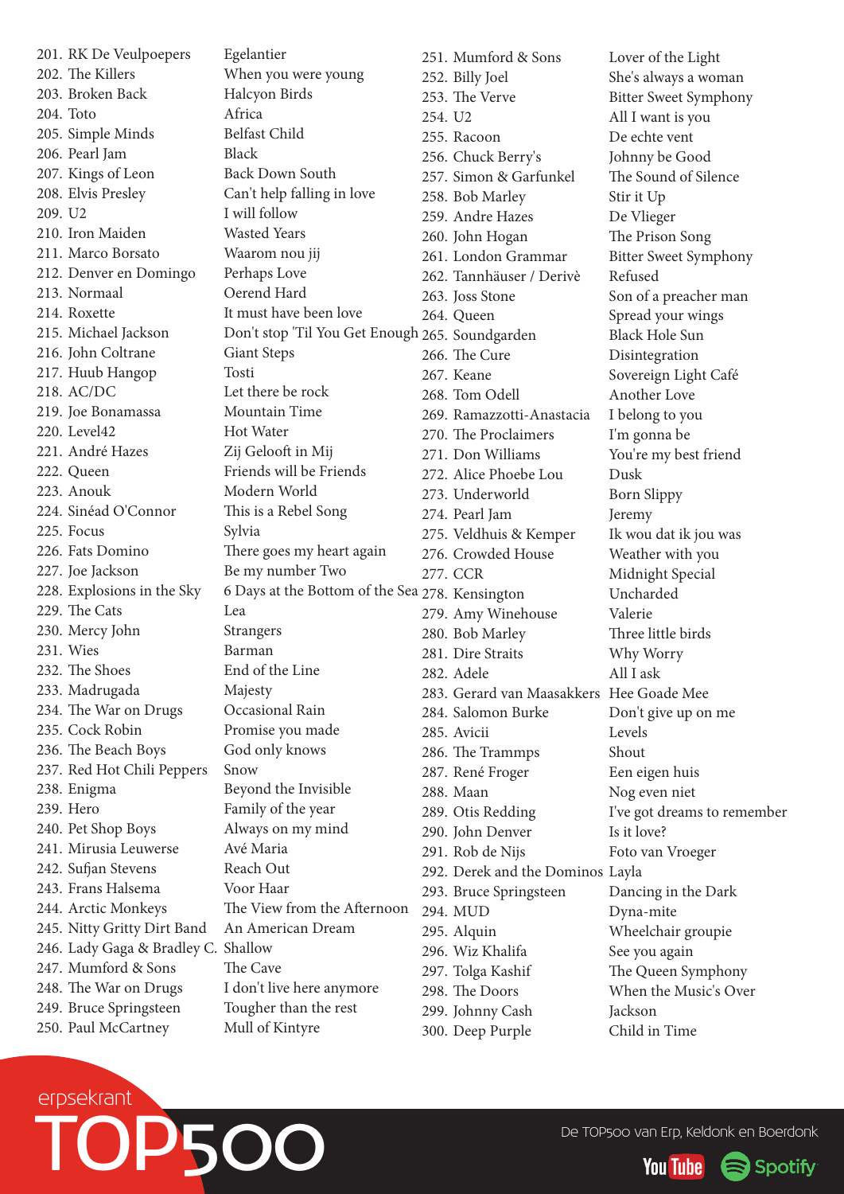| # | Artiest | Titel |
|---|---|---|
| 201. | RK De Veulpoepers | Egelantier |
| 202. | The Killers | When you were young |
| 203. | Broken Back | Halcyon Birds |
| 204. | Toto | Africa |
| 205. | Simple Minds | Belfast Child |
| 206. | Pearl Jam | Black |
| 207. | Kings of Leon | Back Down South |
| 208. | Elvis Presley | Can't help falling in love |
| 209. | U2 | I will follow |
| 210. | Iron Maiden | Wasted Years |
| 211. | Marco Borsato | Waarom nou jij |
| 212. | Denver en Domingo | Perhaps Love |
| 213. | Normaal | Oerend Hard |
| 214. | Roxette | It must have been love |
| 215. | Michael Jackson | Don't stop 'Til You Get Enough |
| 216. | John Coltrane | Giant Steps |
| 217. | Huub Hangop | Tosti |
| 218. | AC/DC | Let there be rock |
| 219. | Joe Bonamassa | Mountain Time |
| 220. | Level42 | Hot Water |
| 221. | André Hazes | Zij Gelooft in Mij |
| 222. | Queen | Friends will be Friends |
| 223. | Anouk | Modern World |
| 224. | Sinéad O'Connor | This is a Rebel Song |
| 225. | Focus | Sylvia |
| 226. | Fats Domino | There goes my heart again |
| 227. | Joe Jackson | Be my number Two |
| 228. | Explosions in the Sky | 6 Days at the Bottom of the Sea |
| 229. | The Cats | Lea |
| 230. | Mercy John | Strangers |
| 231. | Wies | Barman |
| 232. | The Shoes | End of the Line |
| 233. | Madrugada | Majesty |
| 234. | The War on Drugs | Occasional Rain |
| 235. | Cock Robin | Promise you made |
| 236. | The Beach Boys | God only knows |
| 237. | Red Hot Chili Peppers | Snow |
| 238. | Enigma | Beyond the Invisible |
| 239. | Hero | Family of the year |
| 240. | Pet Shop Boys | Always on my mind |
| 241. | Mirusia Leuwerse | Avé Maria |
| 242. | Sufjan Stevens | Reach Out |
| 243. | Frans Halsema | Voor Haar |
| 244. | Arctic Monkeys | The View from the Afternoon |
| 245. | Nitty Gritty Dirt Band | An American Dream |
| 246. | Lady Gaga & Bradley C. | Shallow |
| 247. | Mumford & Sons | The Cave |
| 248. | The War on Drugs | I don't live here anymore |
| 249. | Bruce Springsteen | Tougher than the rest |
| 250. | Paul McCartney | Mull of Kintyre |
| 251. | Mumford & Sons | Lover of the Light |
| 252. | Billy Joel | She's always a woman |
| 253. | The Verve | Bitter Sweet Symphony |
| 254. | U2 | All I want is you |
| 255. | Racoon | De echte vent |
| 256. | Chuck Berry's | Johnny be Good |
| 257. | Simon & Garfunkel | The Sound of Silence |
| 258. | Bob Marley | Stir it Up |
| 259. | Andre Hazes | De Vlieger |
| 260. | John Hogan | The Prison Song |
| 261. | London Grammar | Bitter Sweet Symphony |
| 262. | Tannhäuser / Derivè | Refused |
| 263. | Joss Stone | Son of a preacher man |
| 264. | Queen | Spread your wings |
| 265. | Soundgarden | Black Hole Sun |
| 266. | The Cure | Disintegration |
| 267. | Keane | Sovereign Light Café |
| 268. | Tom Odell | Another Love |
| 269. | Ramazzotti-Anastacia | I belong to you |
| 270. | The Proclaimers | I'm gonna be |
| 271. | Don Williams | You're my best friend |
| 272. | Alice Phoebe Lou | Dusk |
| 273. | Underworld | Born Slippy |
| 274. | Pearl Jam | Jeremy |
| 275. | Veldhuis & Kemper | Ik wou dat ik jou was |
| 276. | Crowded House | Weather with you |
| 277. | CCR | Midnight Special |
| 278. | Kensington | Uncharded |
| 279. | Amy Winehouse | Valerie |
| 280. | Bob Marley | Three little birds |
| 281. | Dire Straits | Why Worry |
| 282. | Adele | All I ask |
| 283. | Gerard van Maasakkers | Hee Goade Mee |
| 284. | Salomon Burke | Don't give up on me |
| 285. | Avicii | Levels |
| 286. | The Trammps | Shout |
| 287. | René Froger | Een eigen huis |
| 288. | Maan | Nog even niet |
| 289. | Otis Redding | I've got dreams to remember |
| 290. | John Denver | Is it love? |
| 291. | Rob de Nijs | Foto van Vroeger |
| 292. | Derek and the Dominos | Layla |
| 293. | Bruce Springsteen | Dancing in the Dark |
| 294. | MUD | Dyna-mite |
| 295. | Alquin | Wheelchair groupie |
| 296. | Wiz Khalifa | See you again |
| 297. | Tolga Kashif | The Queen Symphony |
| 298. | The Doors | When the Music's Over |
| 299. | Johnny Cash | Jackson |
| 300. | Deep Purple | Child in Time |

erpsekrant TOP500

De TOP500 van Erp, Keldonk en Boerdonk

YouTube Spotify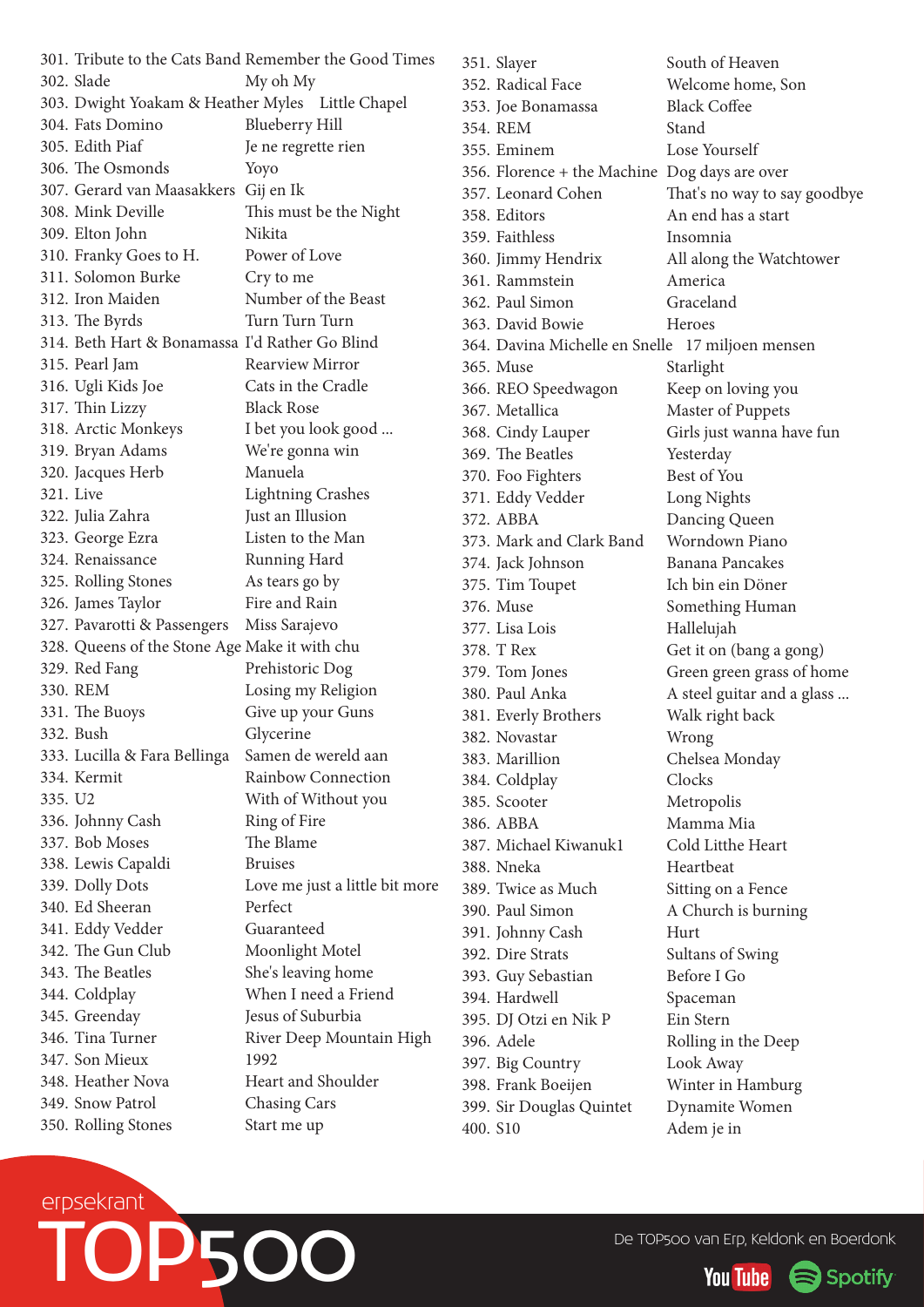| # | Artist | Title |
|---|---|---|
| 301. | Tribute to the Cats Band | Remember the Good Times |
| 302. | Slade | My oh My |
| 303. | Dwight Yoakam & Heather Myles | Little Chapel |
| 304. | Fats Domino | Blueberry Hill |
| 305. | Edith Piaf | Je ne regrette rien |
| 306. | The Osmonds | Yoyo |
| 307. | Gerard van Maasakkers | Gij en Ik |
| 308. | Mink Deville | This must be the Night |
| 309. | Elton John | Nikita |
| 310. | Franky Goes to H. | Power of Love |
| 311. | Solomon Burke | Cry to me |
| 312. | Iron Maiden | Number of the Beast |
| 313. | The Byrds | Turn Turn Turn |
| 314. | Beth Hart & Bonamassa | I'd Rather Go Blind |
| 315. | Pearl Jam | Rearview Mirror |
| 316. | Ugli Kids Joe | Cats in the Cradle |
| 317. | Thin Lizzy | Black Rose |
| 318. | Arctic Monkeys | I bet you look good ... |
| 319. | Bryan Adams | We're gonna win |
| 320. | Jacques Herb | Manuela |
| 321. | Live | Lightning Crashes |
| 322. | Julia Zahra | Just an Illusion |
| 323. | George Ezra | Listen to the Man |
| 324. | Renaissance | Running Hard |
| 325. | Rolling Stones | As tears go by |
| 326. | James Taylor | Fire and Rain |
| 327. | Pavarotti & Passengers | Miss Sarajevo |
| 328. | Queens of the Stone Age | Make it with chu |
| 329. | Red Fang | Prehistoric Dog |
| 330. | REM | Losing my Religion |
| 331. | The Buoys | Give up your Guns |
| 332. | Bush | Glycerine |
| 333. | Lucilla & Fara Bellinga | Samen de wereld aan |
| 334. | Kermit | Rainbow Connection |
| 335. | U2 | With of Without you |
| 336. | Johnny Cash | Ring of Fire |
| 337. | Bob Moses | The Blame |
| 338. | Lewis Capaldi | Bruises |
| 339. | Dolly Dots | Love me just a little bit more |
| 340. | Ed Sheeran | Perfect |
| 341. | Eddy Vedder | Guaranteed |
| 342. | The Gun Club | Moonlight Motel |
| 343. | The Beatles | She's leaving home |
| 344. | Coldplay | When I need a Friend |
| 345. | Greenday | Jesus of Suburbia |
| 346. | Tina Turner | River Deep Mountain High |
| 347. | Son Mieux | 1992 |
| 348. | Heather Nova | Heart and Shoulder |
| 349. | Snow Patrol | Chasing Cars |
| 350. | Rolling Stones | Start me up |
| 351. | Slayer | South of Heaven |
| 352. | Radical Face | Welcome home, Son |
| 353. | Joe Bonamassa | Black Coffee |
| 354. | REM | Stand |
| 355. | Eminem | Lose Yourself |
| 356. | Florence + the Machine | Dog days are over |
| 357. | Leonard Cohen | That's no way to say goodbye |
| 358. | Editors | An end has a start |
| 359. | Faithless | Insomnia |
| 360. | Jimmy Hendrix | All along the Watchtower |
| 361. | Rammstein | America |
| 362. | Paul Simon | Graceland |
| 363. | David Bowie | Heroes |
| 364. | Davina Michelle en Snelle | 17 miljoen mensen |
| 365. | Muse | Starlight |
| 366. | REO Speedwagon | Keep on loving you |
| 367. | Metallica | Master of Puppets |
| 368. | Cindy Lauper | Girls just wanna have fun |
| 369. | The Beatles | Yesterday |
| 370. | Foo Fighters | Best of You |
| 371. | Eddy Vedder | Long Nights |
| 372. | ABBA | Dancing Queen |
| 373. | Mark and Clark Band | Worndown Piano |
| 374. | Jack Johnson | Banana Pancakes |
| 375. | Tim Toupet | Ich bin ein Döner |
| 376. | Muse | Something Human |
| 377. | Lisa Lois | Hallelujah |
| 378. | T Rex | Get it on (bang a gong) |
| 379. | Tom Jones | Green green grass of home |
| 380. | Paul Anka | A steel guitar and a glass ... |
| 381. | Everly Brothers | Walk right back |
| 382. | Novastar | Wrong |
| 383. | Marillion | Chelsea Monday |
| 384. | Coldplay | Clocks |
| 385. | Scooter | Metropolis |
| 386. | ABBA | Mamma Mia |
| 387. | Michael Kiwanuk1 | Cold Litthe Heart |
| 388. | Nneka | Heartbeat |
| 389. | Twice as Much | Sitting on a Fence |
| 390. | Paul Simon | A Church is burning |
| 391. | Johnny Cash | Hurt |
| 392. | Dire Straits | Sultans of Swing |
| 393. | Guy Sebastian | Before I Go |
| 394. | Hardwell | Spaceman |
| 395. | DJ Otzi en Nik P | Ein Stern |
| 396. | Adele | Rolling in the Deep |
| 397. | Big Country | Look Away |
| 398. | Frank Boeijen | Winter in Hamburg |
| 399. | Sir Douglas Quintet | Dynamite Women |
| 400. | S10 | Adem je in |

erpsekrant TOP500

De TOP500 van Erp, Keldonk en Boerdonk

YouTube Spotify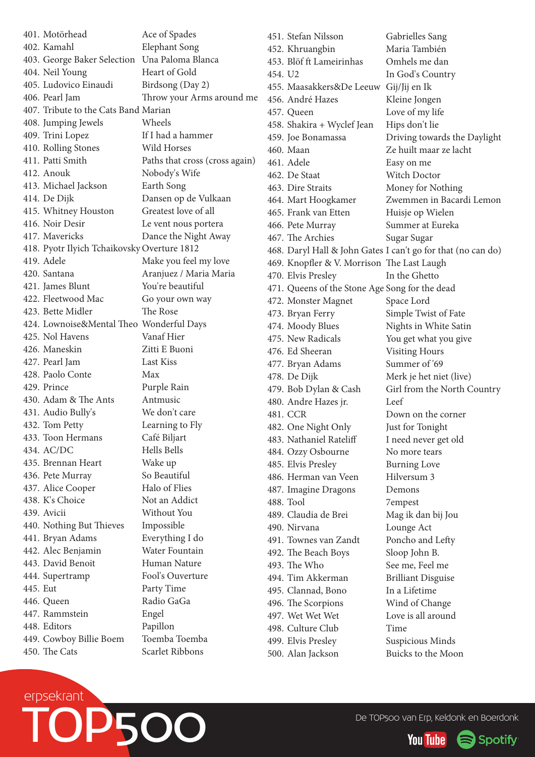| # | Artiest | Titel |
|---|---|---|
| 401. | Motörhead | Ace of Spades |
| 402. | Kamahl | Elephant Song |
| 403. | George Baker Selection | Una Paloma Blanca |
| 404. | Neil Young | Heart of Gold |
| 405. | Ludovico Einaudi | Birdsong (Day 2) |
| 406. | Pearl Jam | Throw your Arms around me |
| 407. | Tribute to the Cats Band | Marian |
| 408. | Jumping Jewels | Wheels |
| 409. | Trini Lopez | If I had a hammer |
| 410. | Rolling Stones | Wild Horses |
| 411. | Patti Smith | Paths that cross (cross again) |
| 412. | Anouk | Nobody's Wife |
| 413. | Michael Jackson | Earth Song |
| 414. | De Dijk | Dansen op de Vulkaan |
| 415. | Whitney Houston | Greatest love of all |
| 416. | Noir Desir | Le vent nous portera |
| 417. | Mavericks | Dance the Night Away |
| 418. | Pyotr Ilyich Tchaikovsky | Overture 1812 |
| 419. | Adele | Make you feel my love |
| 420. | Santana | Aranjuez / Maria Maria |
| 421. | James Blunt | You're beautiful |
| 422. | Fleetwood Mac | Go your own way |
| 423. | Bette Midler | The Rose |
| 424. | Lownoise&Mental Theo | Wonderful Days |
| 425. | Nol Havens | Vanaf Hier |
| 426. | Maneskin | Zitti E Buoni |
| 427. | Pearl Jam | Last Kiss |
| 428. | Paolo Conte | Max |
| 429. | Prince | Purple Rain |
| 430. | Adam & The Ants | Antmusic |
| 431. | Audio Bully's | We don't care |
| 432. | Tom Petty | Learning to Fly |
| 433. | Toon Hermans | Café Biljart |
| 434. | AC/DC | Hells Bells |
| 435. | Brennan Heart | Wake up |
| 436. | Pete Murray | So Beautiful |
| 437. | Alice Cooper | Halo of Flies |
| 438. | K's Choice | Not an Addict |
| 439. | Avicii | Without You |
| 440. | Nothing But Thieves | Impossible |
| 441. | Bryan Adams | Everything I do |
| 442. | Alec Benjamin | Water Fountain |
| 443. | David Benoit | Human Nature |
| 444. | Supertramp | Fool's Ouverture |
| 445. | Eut | Party Time |
| 446. | Queen | Radio GaGa |
| 447. | Rammstein | Engel |
| 448. | Editors | Papillon |
| 449. | Cowboy Billie Boem | Toemba Toemba |
| 450. | The Cats | Scarlet Ribbons |
| 451. | Stefan Nilsson | Gabrielles Sang |
| 452. | Khruangbin | Maria También |
| 453. | Blöf ft Lameirinhas | Omhels me dan |
| 454. | U2 | In God's Country |
| 455. | Maasakkers&De Leeuw | Gij/Jij en Ik |
| 456. | André Hazes | Kleine Jongen |
| 457. | Queen | Love of my life |
| 458. | Shakira + Wyclef Jean | Hips don't lie |
| 459. | Joe Bonamassa | Driving towards the Daylight |
| 460. | Maan | Ze huilt maar ze lacht |
| 461. | Adele | Easy on me |
| 462. | De Staat | Witch Doctor |
| 463. | Dire Straits | Money for Nothing |
| 464. | Mart Hoogkamer | Zwemmen in Bacardi Lemon |
| 465. | Frank van Etten | Huisje op Wielen |
| 466. | Pete Murray | Summer at Eureka |
| 467. | The Archies | Sugar Sugar |
| 468. | Daryl Hall & John Gates | I can't go for that (no can do) |
| 469. | Knopfler & V. Morrison | The Last Laugh |
| 470. | Elvis Presley | In the Ghetto |
| 471. | Queens of the Stone Age | Song for the dead |
| 472. | Monster Magnet | Space Lord |
| 473. | Bryan Ferry | Simple Twist of Fate |
| 474. | Moody Blues | Nights in White Satin |
| 475. | New Radicals | You get what you give |
| 476. | Ed Sheeran | Visiting Hours |
| 477. | Bryan Adams | Summer of '69 |
| 478. | De Dijk | Merk je het niet (live) |
| 479. | Bob Dylan & Cash | Girl from the North Country |
| 480. | Andre Hazes jr. | Leef |
| 481. | CCR | Down on the corner |
| 482. | One Night Only | Just for Tonight |
| 483. | Nathaniel Rateliff | I need never get old |
| 484. | Ozzy Osbourne | No more tears |
| 485. | Elvis Presley | Burning Love |
| 486. | Herman van Veen | Hilversum 3 |
| 487. | Imagine Dragons | Demons |
| 488. | Tool | 7empest |
| 489. | Claudia de Brei | Mag ik dan bij Jou |
| 490. | Nirvana | Lounge Act |
| 491. | Townes van Zandt | Poncho and Lefty |
| 492. | The Beach Boys | Sloop John B. |
| 493. | The Who | See me, Feel me |
| 494. | Tim Akkerman | Brilliant Disguise |
| 495. | Clannad, Bono | In a Lifetime |
| 496. | The Scorpions | Wind of Change |
| 497. | Wet Wet Wet | Love is all around |
| 498. | Culture Club | Time |
| 499. | Elvis Presley | Suspicious Minds |
| 500. | Alan Jackson | Buicks to the Moon |

erpsekrant TOP500

De TOP500 van Erp, Keldonk en Boerdonk

YouTube Spotify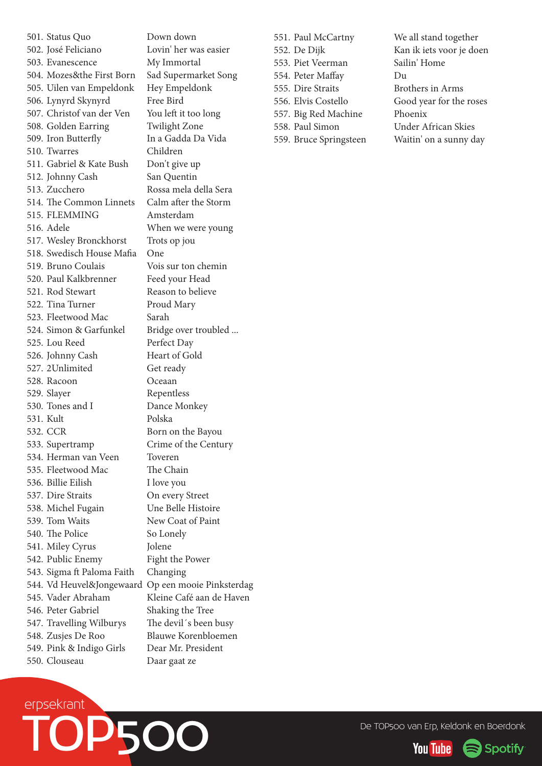| | | |
|---|---|---|
| 501. | Status Quo | Down down |
| 502. | José Feliciano | Lovin' her was easier |
| 503. | Evanescence | My Immortal |
| 504. | Mozes&the First Born | Sad Supermarket Song |
| 505. | Uilen van Empeldonk | Hey Empeldonk |
| 506. | Lynyrd Skynyrd | Free Bird |
| 507. | Christof van der Ven | You left it too long |
| 508. | Golden Earring | Twilight Zone |
| 509. | Iron Butterfly | In a Gadda Da Vida |
| 510. | Twarres | Children |
| 511. | Gabriel & Kate Bush | Don't give up |
| 512. | Johnny Cash | San Quentin |
| 513. | Zucchero | Rossa mela della Sera |
| 514. | The Common Linnets | Calm after the Storm |
| 515. | FLEMMING | Amsterdam |
| 516. | Adele | When we were young |
| 517. | Wesley Bronckhorst | Trots op jou |
| 518. | Swedisch House Mafia | One |
| 519. | Bruno Coulais | Vois sur ton chemin |
| 520. | Paul Kalkbrenner | Feed your Head |
| 521. | Rod Stewart | Reason to believe |
| 522. | Tina Turner | Proud Mary |
| 523. | Fleetwood Mac | Sarah |
| 524. | Simon & Garfunkel | Bridge over troubled ... |
| 525. | Lou Reed | Perfect Day |
| 526. | Johnny Cash | Heart of Gold |
| 527. | 2Unlimited | Get ready |
| 528. | Racoon | Oceaan |
| 529. | Slayer | Repentless |
| 530. | Tones and I | Dance Monkey |
| 531. | Kult | Polska |
| 532. | CCR | Born on the Bayou |
| 533. | Supertramp | Crime of the Century |
| 534. | Herman van Veen | Toveren |
| 535. | Fleetwood Mac | The Chain |
| 536. | Billie Eilish | I love you |
| 537. | Dire Straits | On every Street |
| 538. | Michel Fugain | Une Belle Histoire |
| 539. | Tom Waits | New Coat of Paint |
| 540. | The Police | So Lonely |
| 541. | Miley Cyrus | Jolene |
| 542. | Public Enemy | Fight the Power |
| 543. | Sigma ft Paloma Faith | Changing |
| 544. | Vd Heuvel&Jongewaard | Op een mooie Pinksterdag |
| 545. | Vader Abraham | Kleine Café aan de Haven |
| 546. | Peter Gabriel | Shaking the Tree |
| 547. | Travelling Wilburys | The devil´s been busy |
| 548. | Zusjes De Roo | Blauwe Korenbloemen |
| 549. | Pink & Indigo Girls | Dear Mr. President |
| 550. | Clouseau | Daar gaat ze |
| 551. | Paul McCartny | We all stand together |
| 552. | De Dijk | Kan ik iets voor je doen |
| 553. | Piet Veerman | Sailin' Home |
| 554. | Peter Maffay | Du |
| 555. | Dire Straits | Brothers in Arms |
| 556. | Elvis Costello | Good year for the roses |
| 557. | Big Red Machine | Phoenix |
| 558. | Paul Simon | Under African Skies |
| 559. | Bruce Springsteen | Waitin' on a sunny day |

erpsekrant TOP500

De TOP500 van Erp, Keldonk en Boerdonk

YouTube Spotify